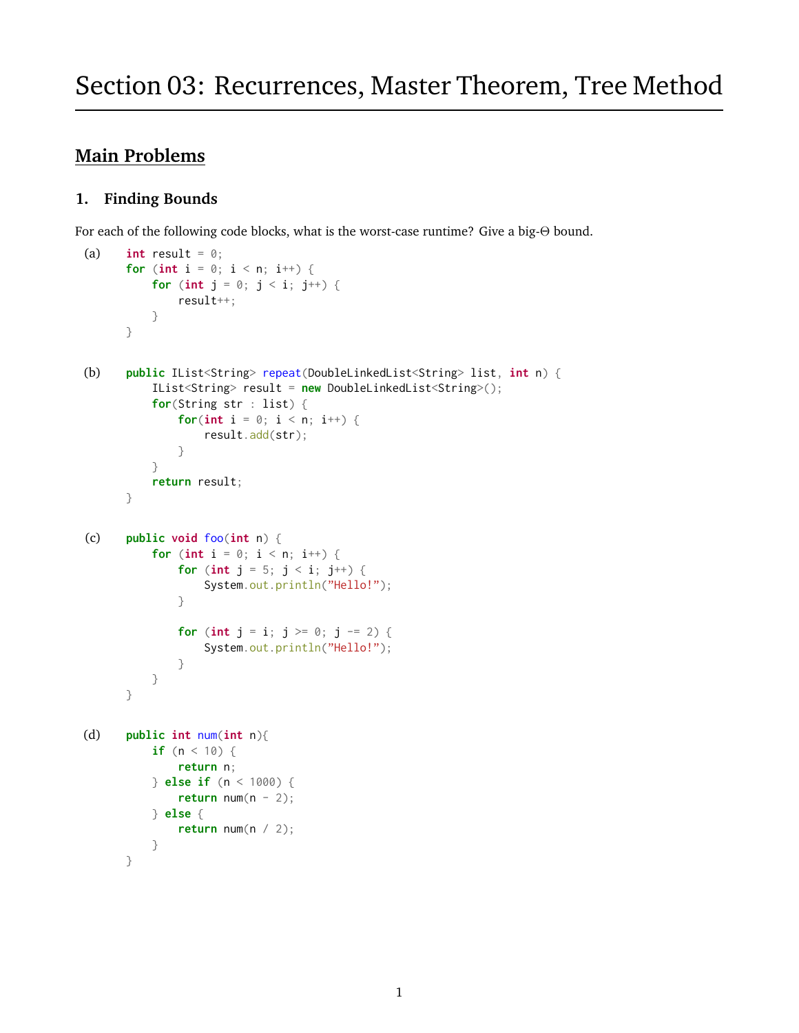# Section 03: Recurrences, Master Theorem, Tree Method

## Main Problems

### 1. Finding Bounds

For each of the following code blocks, what is the worst-case runtime? Give a big-$\Theta$ bound.

(a)

```
int result = 0;
for (int i = 0; i < n; i++) {
    for (int j = 0; j < i; j++) {
        result++;
    }
}
```

(b)

```
public IList<String> repeat(DoubleLinkedList<String> list, int n) {
    IList<String> result = new DoubleLinkedList<String>();
    for(String str : list) {
        for(int i = 0; i < n; i++) {
            result.add(str);
        }
    }
    return result;
}
```

(c)

```
public void foo(int n) {
    for (int i = 0; i < n; i++) {
        for (int j = 5; j < i; j++) {
            System.out.println("Hello!");
        }

        for (int j = i; j >= 0; j -= 2) {
            System.out.println("Hello!");
        }
    }
}
```

(d)

```
public int num(int n){
    if (n < 10) {
        return n;
    } else if (n < 1000) {
        return num(n - 2);
    } else {
        return num(n / 2);
    }
}
```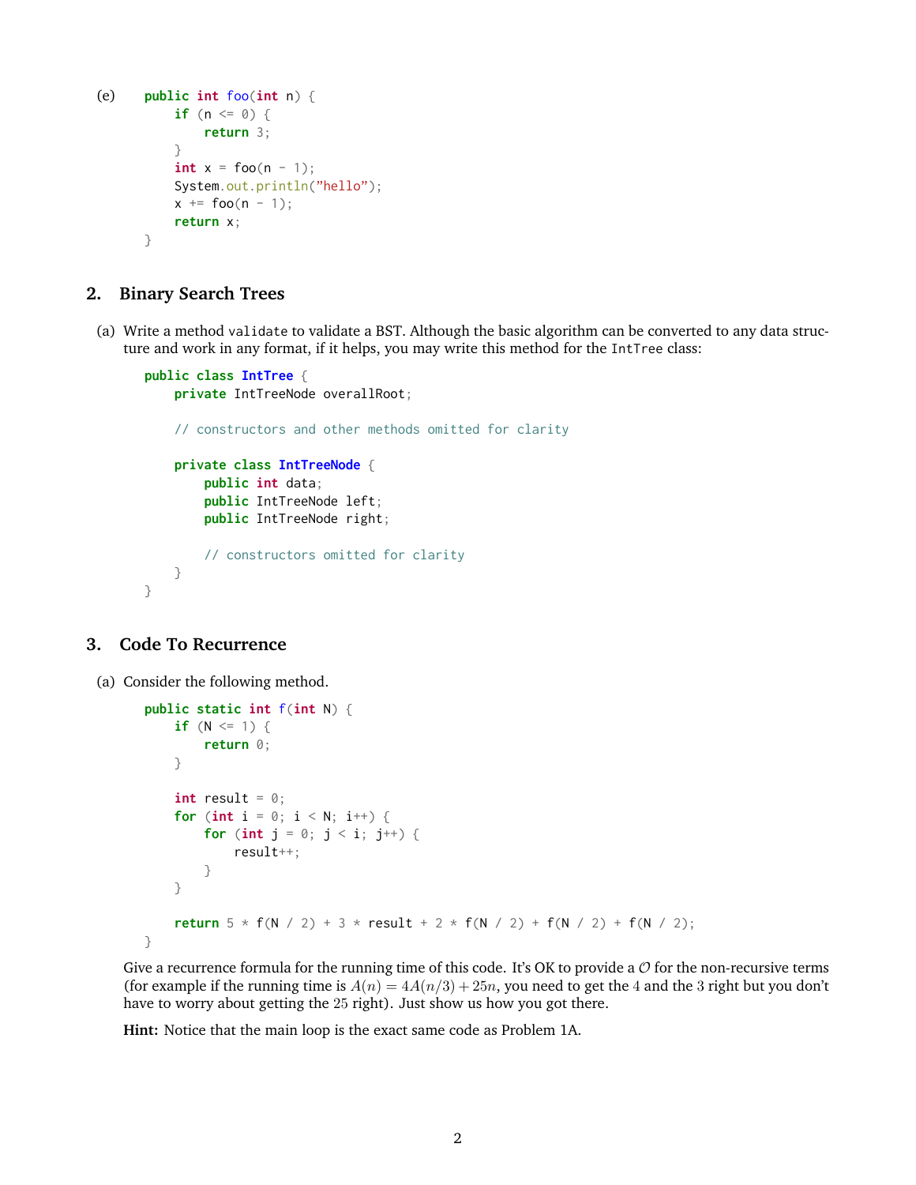(e)

```java
public int foo(int n) {
    if (n <= 0) {
        return 3;
    }
    int x = foo(n - 1);
    System.out.println("hello");
    x += foo(n - 1);
    return x;
}
```

## 2. Binary Search Trees

(a) Write a method `validate` to validate a BST. Although the basic algorithm can be converted to any data structure and work in any format, if it helps, you may write this method for the `IntTree` class:

```java
public class IntTree {
    private IntTreeNode overallRoot;

    // constructors and other methods omitted for clarity

    private class IntTreeNode {
        public int data;
        public IntTreeNode left;
        public IntTreeNode right;

        // constructors omitted for clarity
    }
}
```

## 3. Code To Recurrence

(a) Consider the following method.

```java
public static int f(int N) {
    if (N <= 1) {
        return 0;
    }

    int result = 0;
    for (int i = 0; i < N; i++) {
        for (int j = 0; j < i; j++) {
            result++;
        }
    }

    return 5 * f(N / 2) + 3 * result + 2 * f(N / 2) + f(N / 2) + f(N / 2);
}
```

Give a recurrence formula for the running time of this code. It's OK to provide a $\mathcal{O}$ for the non-recursive terms (for example if the running time is $A(n) = 4A(n/3) + 25n$, you need to get the $4$ and the $3$ right but you don't have to worry about getting the $25$ right). Just show us how you got there.

**Hint:** Notice that the main loop is the exact same code as Problem 1A.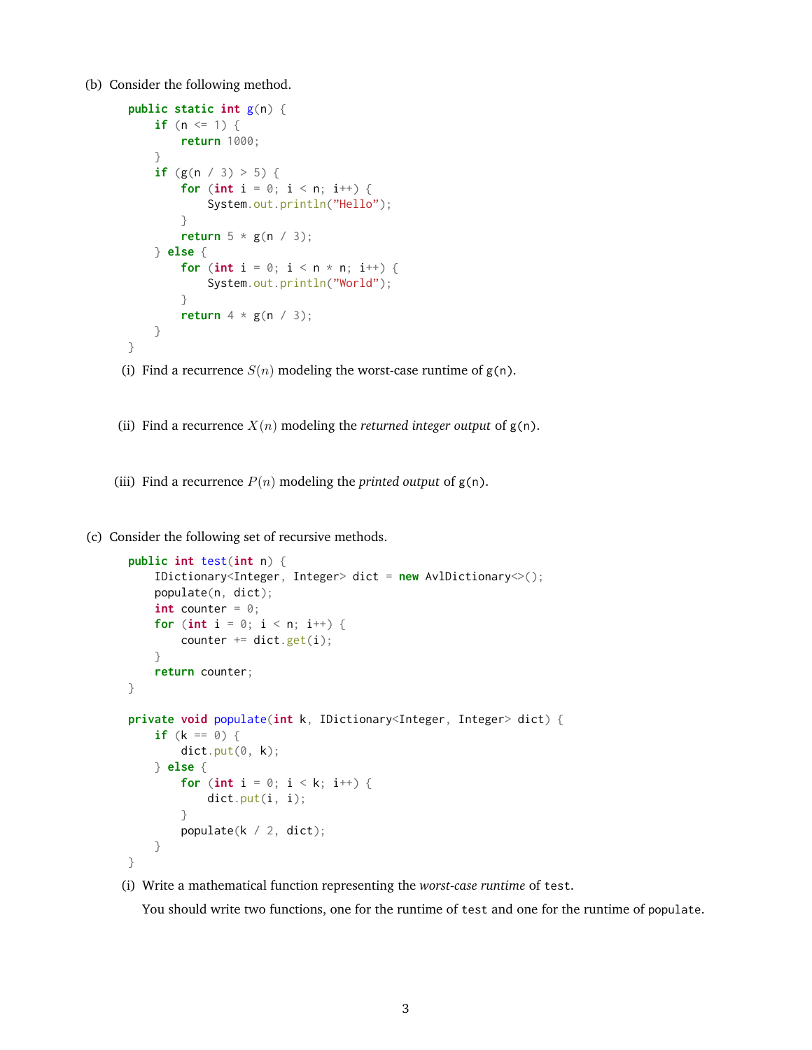(b) Consider the following method.

```java
public static int g(n) {
    if (n <= 1) {
        return 1000;
    }
    if (g(n / 3) > 5) {
        for (int i = 0; i < n; i++) {
            System.out.println("Hello");
        }
        return 5 * g(n / 3);
    } else {
        for (int i = 0; i < n * n; i++) {
            System.out.println("World");
        }
        return 4 * g(n / 3);
    }
}
```

(i) Find a recurrence $S(n)$ modeling the worst-case runtime of `g(n)`.

(ii) Find a recurrence $X(n)$ modeling the *returned integer output* of `g(n)`.

(iii) Find a recurrence $P(n)$ modeling the *printed output* of `g(n)`.

(c) Consider the following set of recursive methods.

```java
public int test(int n) {
    IDictionary<Integer, Integer> dict = new AvlDictionary<>();
    populate(n, dict);
    int counter = 0;
    for (int i = 0; i < n; i++) {
        counter += dict.get(i);
    }
    return counter;
}

private void populate(int k, IDictionary<Integer, Integer> dict) {
    if (k == 0) {
        dict.put(0, k);
    } else {
        for (int i = 0; i < k; i++) {
            dict.put(i, i);
        }
        populate(k / 2, dict);
    }
}
```

(i) Write a mathematical function representing the *worst-case runtime* of `test`.

You should write two functions, one for the runtime of `test` and one for the runtime of `populate`.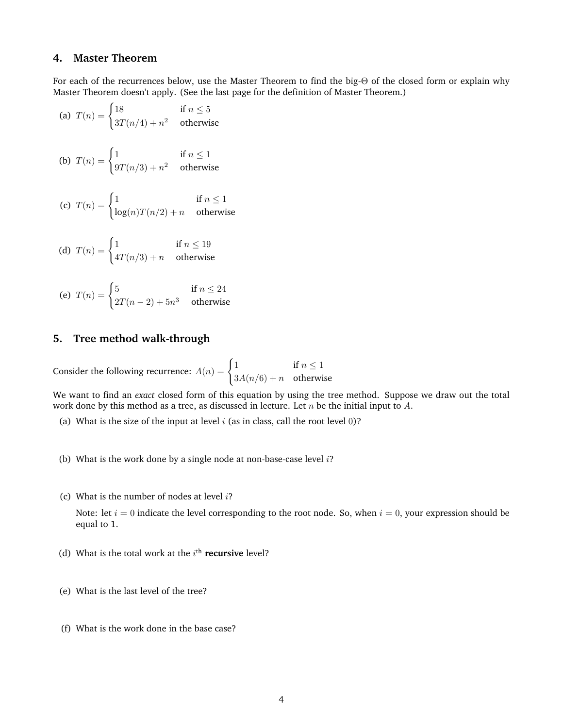## 4. Master Theorem

For each of the recurrences below, use the Master Theorem to find the big-Θ of the closed form or explain why Master Theorem doesn't apply. (See the last page for the definition of Master Theorem.)

(a) $T(n) = \begin{cases} 18 & \text{if } n \leq 5 \\ 3T(n/4) + n^2 & \text{otherwise} \end{cases}$

(b) $T(n) = \begin{cases} 1 & \text{if } n \leq 1 \\ 9T(n/3) + n^2 & \text{otherwise} \end{cases}$

(c) $T(n) = \begin{cases} 1 & \text{if } n \leq 1 \\ \log(n)T(n/2) + n & \text{otherwise} \end{cases}$

(d) $T(n) = \begin{cases} 1 & \text{if } n \leq 19 \\ 4T(n/3) + n & \text{otherwise} \end{cases}$

(e) $T(n) = \begin{cases} 5 & \text{if } n \leq 24 \\ 2T(n-2) + 5n^3 & \text{otherwise} \end{cases}$

## 5. Tree method walk-through

Consider the following recurrence: $A(n) = \begin{cases} 1 & \text{if } n \leq 1 \\ 3A(n/6) + n & \text{otherwise} \end{cases}$

We want to find an *exact* closed form of this equation by using the tree method. Suppose we draw out the total work done by this method as a tree, as discussed in lecture. Let $n$ be the initial input to $A$.

(a) What is the size of the input at level $i$ (as in class, call the root level $0$)?

(b) What is the work done by a single node at non-base-case level $i$?

(c) What is the number of nodes at level $i$?

Note: let $i = 0$ indicate the level corresponding to the root node. So, when $i = 0$, your expression should be equal to 1.

(d) What is the total work at the $i^{\text{th}}$ **recursive** level?

(e) What is the last level of the tree?

(f) What is the work done in the base case?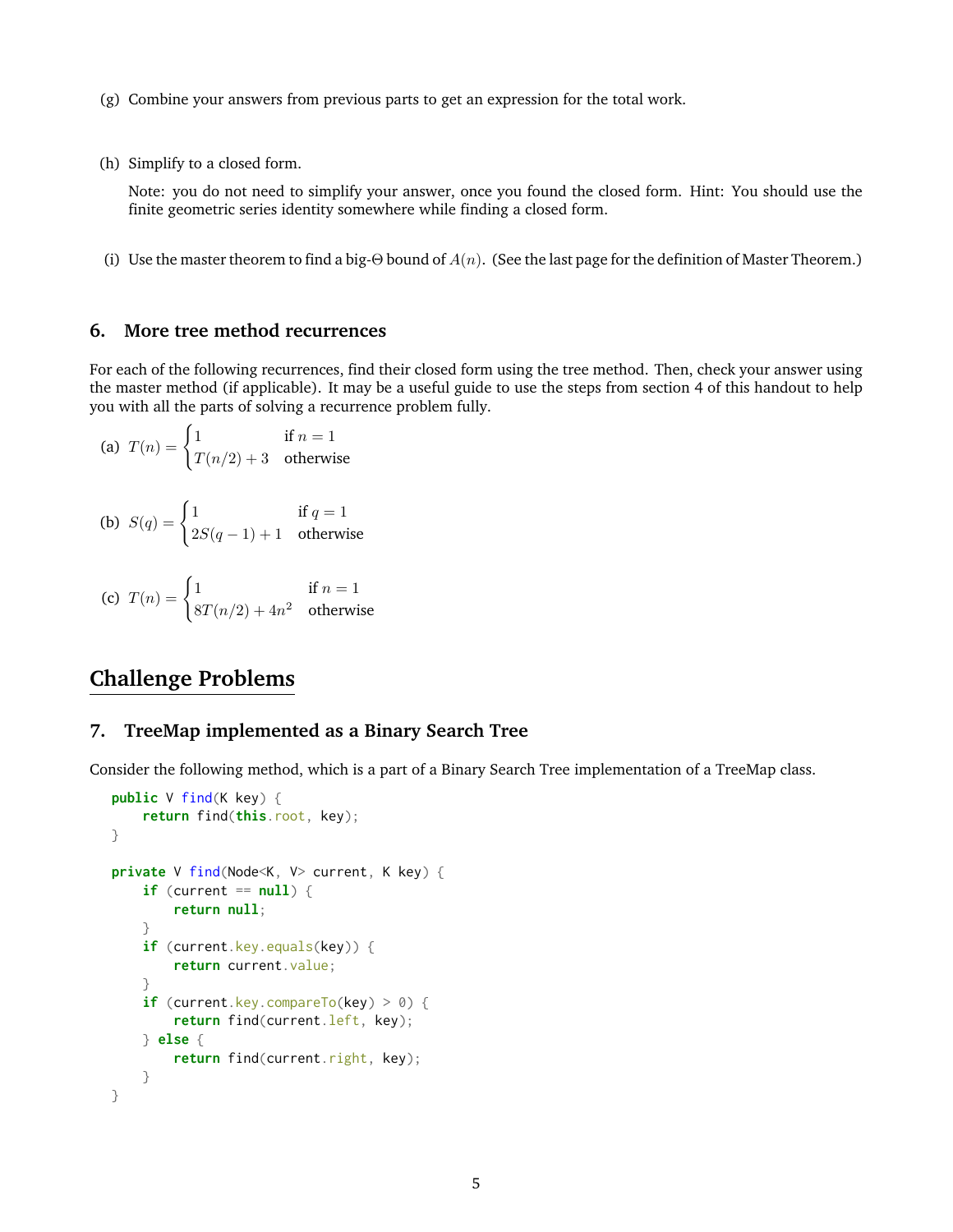(g) Combine your answers from previous parts to get an expression for the total work.

(h) Simplify to a closed form.

Note: you do not need to simplify your answer, once you found the closed form. Hint: You should use the finite geometric series identity somewhere while finding a closed form.

(i) Use the master theorem to find a big-Θ bound of $A(n)$. (See the last page for the definition of Master Theorem.)

## 6. More tree method recurrences

For each of the following recurrences, find their closed form using the tree method. Then, check your answer using the master method (if applicable). It may be a useful guide to use the steps from section 4 of this handout to help you with all the parts of solving a recurrence problem fully.

(a) $T(n) = \begin{cases} 1 & \text{if } n = 1 \\ T(n/2) + 3 & \text{otherwise} \end{cases}$

(b) $S(q) = \begin{cases} 1 & \text{if } q = 1 \\ 2S(q-1) + 1 & \text{otherwise} \end{cases}$

(c) $T(n) = \begin{cases} 1 & \text{if } n = 1 \\ 8T(n/2) + 4n^2 & \text{otherwise} \end{cases}$

# Challenge Problems

## 7. TreeMap implemented as a Binary Search Tree

Consider the following method, which is a part of a Binary Search Tree implementation of a TreeMap class.

```java
public V find(K key) {
    return find(this.root, key);
}

private V find(Node<K, V> current, K key) {
    if (current == null) {
        return null;
    }
    if (current.key.equals(key)) {
        return current.value;
    }
    if (current.key.compareTo(key) > 0) {
        return find(current.left, key);
    } else {
        return find(current.right, key);
    }
}
```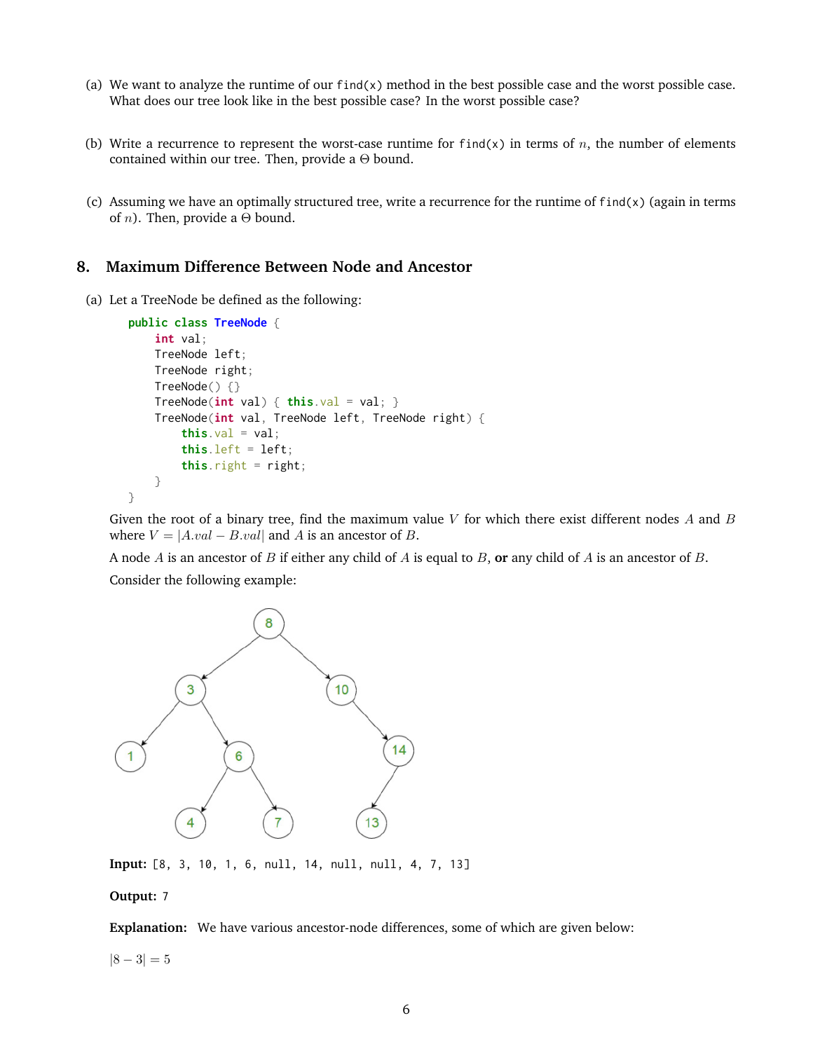(a) We want to analyze the runtime of our `find(x)` method in the best possible case and the worst possible case. What does our tree look like in the best possible case? In the worst possible case?

(b) Write a recurrence to represent the worst-case runtime for `find(x)` in terms of $n$, the number of elements contained within our tree. Then, provide a $\Theta$ bound.

(c) Assuming we have an optimally structured tree, write a recurrence for the runtime of `find(x)` (again in terms of $n$). Then, provide a $\Theta$ bound.

## 8. Maximum Difference Between Node and Ancestor

(a) Let a TreeNode be defined as the following:

```java
public class TreeNode {
    int val;
    TreeNode left;
    TreeNode right;
    TreeNode() {}
    TreeNode(int val) { this.val = val; }
    TreeNode(int val, TreeNode left, TreeNode right) {
        this.val = val;
        this.left = left;
        this.right = right;
    }
}
```

Given the root of a binary tree, find the maximum value $V$ for which there exist different nodes $A$ and $B$ where $V = |A.val - B.val|$ and $A$ is an ancestor of $B$.

A node $A$ is an ancestor of $B$ if either any child of $A$ is equal to $B$, **or** any child of $A$ is an ancestor of $B$.

Consider the following example:

**Input:** `[8, 3, 10, 1, 6, null, 14, null, null, 4, 7, 13]`

**Output:** `7`

**Explanation:** We have various ancestor-node differences, some of which are given below:

$|8 - 3| = 5$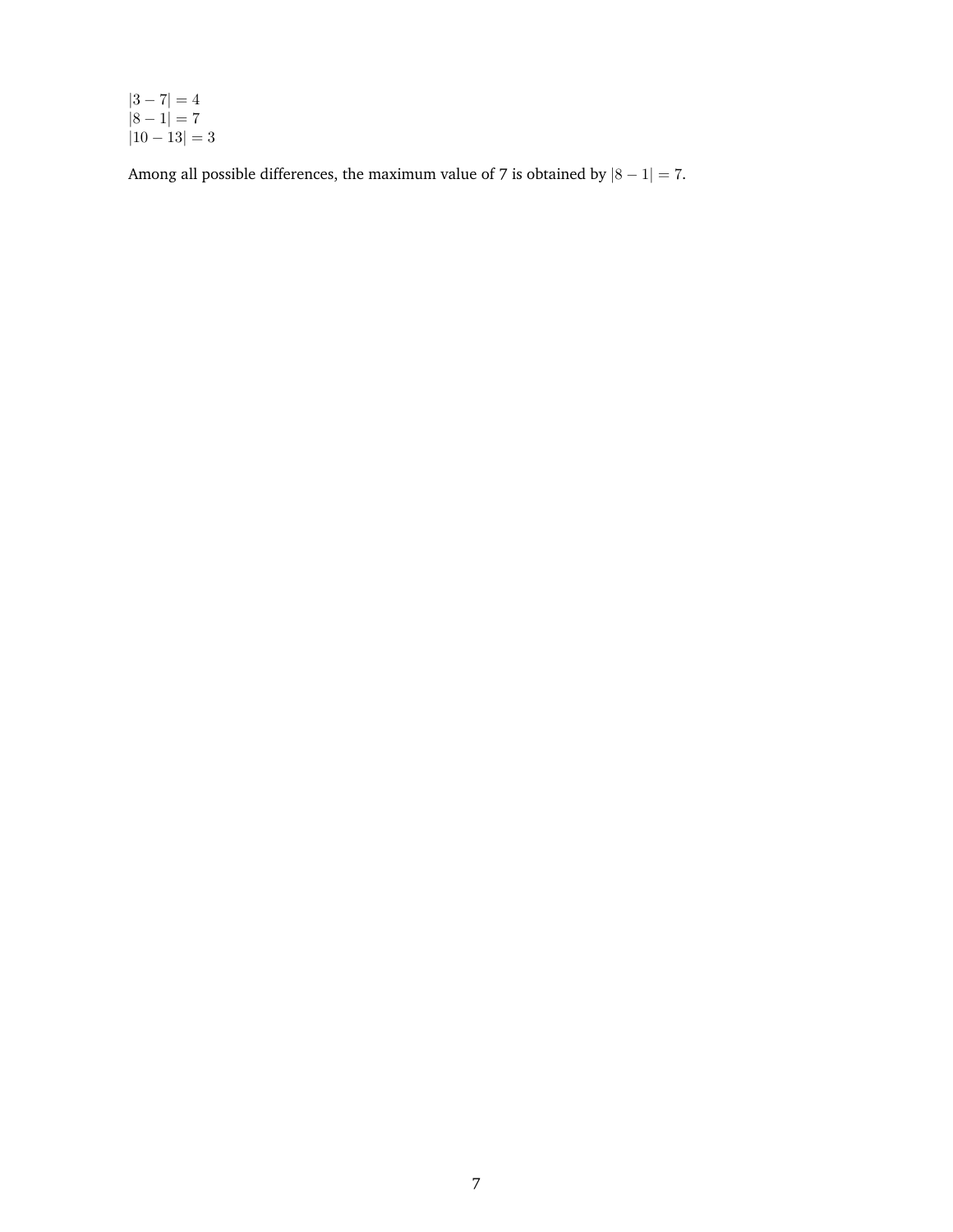$|3 - 7| = 4$
$|8 - 1| = 7$
$|10 - 13| = 3$

Among all possible differences, the maximum value of 7 is obtained by $|8 - 1| = 7$.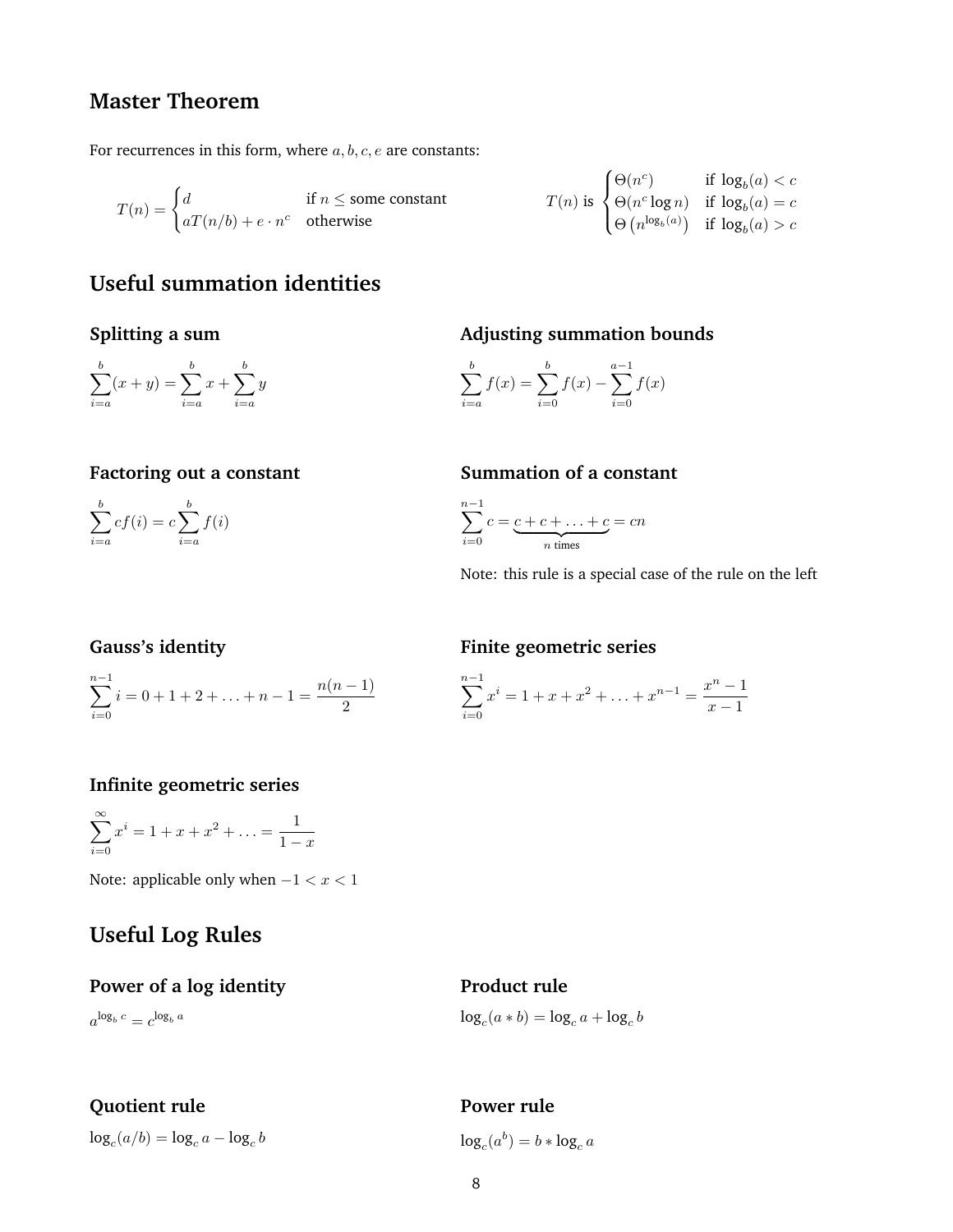## Master Theorem

For recurrences in this form, where $a, b, c, e$ are constants:

$$T(n) = \begin{cases} d & \text{if } n \leq \text{some constant} \\ aT(n/b) + e \cdot n^c & \text{otherwise} \end{cases}$$

$$T(n) \text{ is } \begin{cases} \Theta(n^c) & \text{if } \log_b(a) < c \\ \Theta(n^c \log n) & \text{if } \log_b(a) = c \\ \Theta\left(n^{\log_b(a)}\right) & \text{if } \log_b(a) > c \end{cases}$$

## Useful summation identities

### Splitting a sum

$$\sum_{i=a}^{b}(x+y) = \sum_{i=a}^{b} x + \sum_{i=a}^{b} y$$

### Adjusting summation bounds

$$\sum_{i=a}^{b} f(x) = \sum_{i=0}^{b} f(x) - \sum_{i=0}^{a-1} f(x)$$

### Factoring out a constant

$$\sum_{i=a}^{b} cf(i) = c\sum_{i=a}^{b} f(i)$$

### Summation of a constant

$$\sum_{i=0}^{n-1} c = \underbrace{c + c + \ldots + c}_{n \text{ times}} = cn$$

Note: this rule is a special case of the rule on the left

### Gauss's identity

$$\sum_{i=0}^{n-1} i = 0 + 1 + 2 + \ldots + n - 1 = \frac{n(n-1)}{2}$$

### Finite geometric series

$$\sum_{i=0}^{n-1} x^i = 1 + x + x^2 + \ldots + x^{n-1} = \frac{x^n - 1}{x - 1}$$

### Infinite geometric series

$$\sum_{i=0}^{\infty} x^i = 1 + x + x^2 + \ldots = \frac{1}{1-x}$$

Note: applicable only when $-1 < x < 1$

## Useful Log Rules

### Power of a log identity

$a^{\log_b c} = c^{\log_b a}$

### Product rule

$\log_c(a * b) = \log_c a + \log_c b$

### Quotient rule

$\log_c(a/b) = \log_c a - \log_c b$

### Power rule

$\log_c(a^b) = b * \log_c a$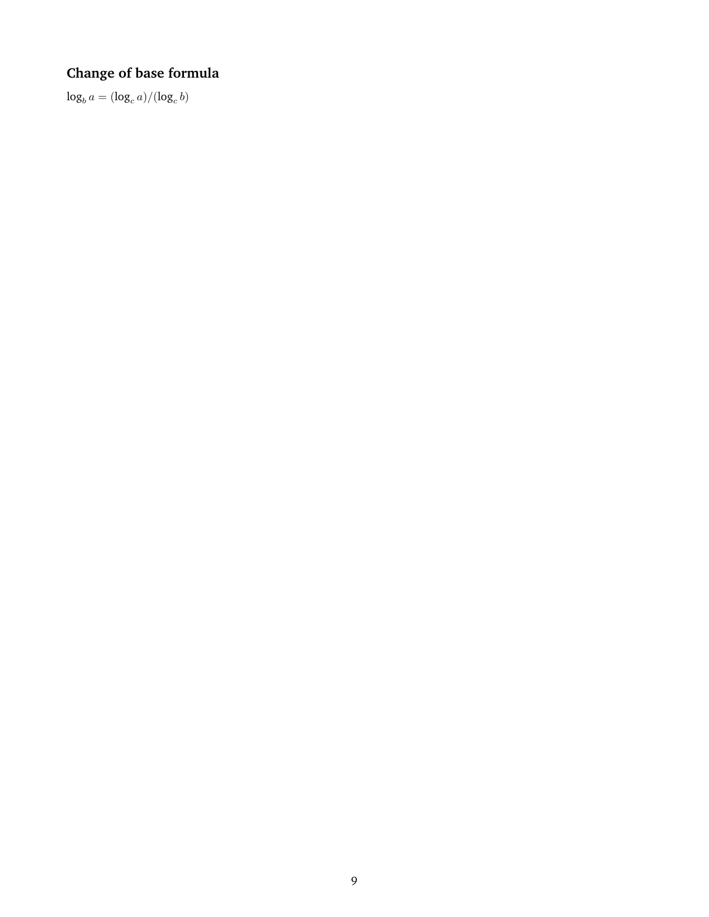## Change of base formula

$\log_b a = (\log_c a)/(\log_c b)$